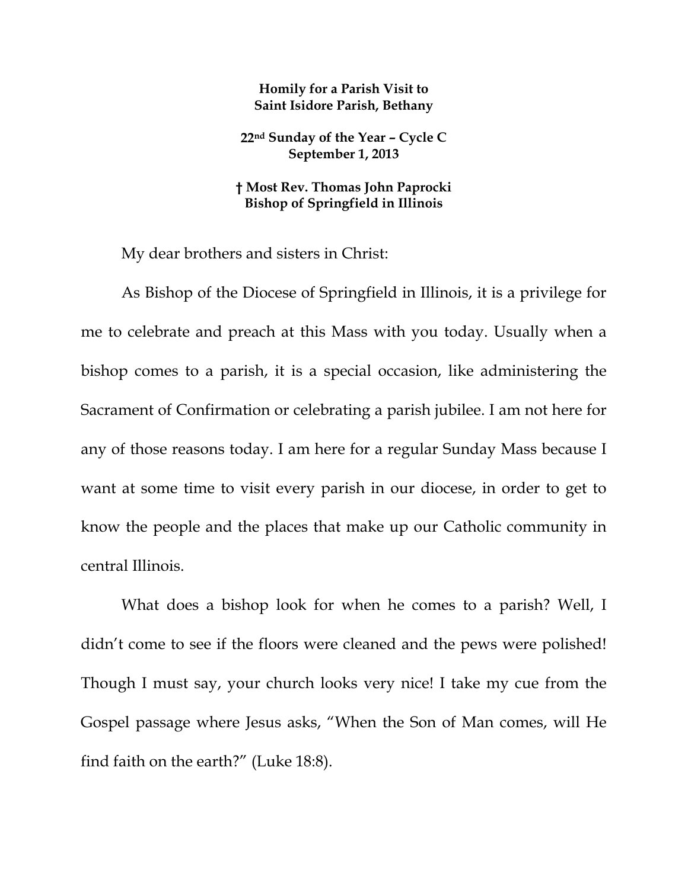**Homily for a Parish Visit to**
**Saint Isidore Parish, Bethany**

**22nd Sunday of the Year – Cycle C**
**September 1, 2013**

**† Most Rev. Thomas John Paprocki**
**Bishop of Springfield in Illinois**

My dear brothers and sisters in Christ:

As Bishop of the Diocese of Springfield in Illinois, it is a privilege for me to celebrate and preach at this Mass with you today. Usually when a bishop comes to a parish, it is a special occasion, like administering the Sacrament of Confirmation or celebrating a parish jubilee. I am not here for any of those reasons today. I am here for a regular Sunday Mass because I want at some time to visit every parish in our diocese, in order to get to know the people and the places that make up our Catholic community in central Illinois.

What does a bishop look for when he comes to a parish? Well, I didn't come to see if the floors were cleaned and the pews were polished! Though I must say, your church looks very nice! I take my cue from the Gospel passage where Jesus asks, "When the Son of Man comes, will He find faith on the earth?" (Luke 18:8).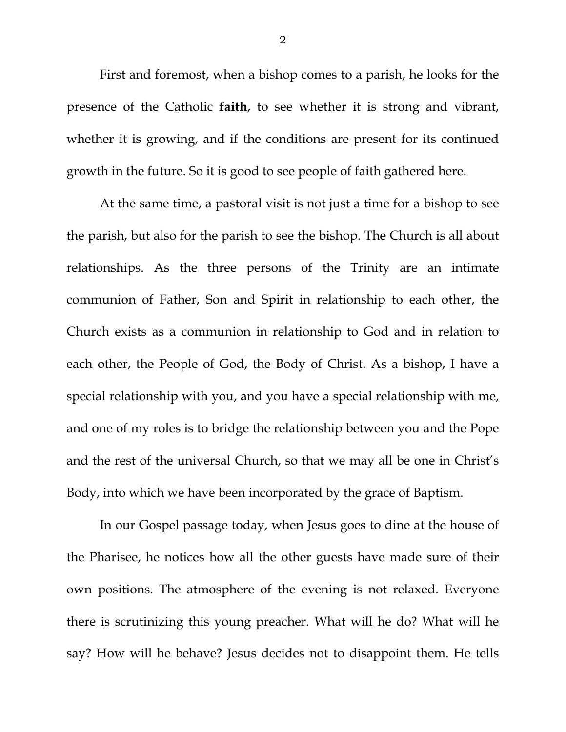First and foremost, when a bishop comes to a parish, he looks for the presence of the Catholic **faith**, to see whether it is strong and vibrant, whether it is growing, and if the conditions are present for its continued growth in the future. So it is good to see people of faith gathered here.

At the same time, a pastoral visit is not just a time for a bishop to see the parish, but also for the parish to see the bishop. The Church is all about relationships. As the three persons of the Trinity are an intimate communion of Father, Son and Spirit in relationship to each other, the Church exists as a communion in relationship to God and in relation to each other, the People of God, the Body of Christ. As a bishop, I have a special relationship with you, and you have a special relationship with me, and one of my roles is to bridge the relationship between you and the Pope and the rest of the universal Church, so that we may all be one in Christ's Body, into which we have been incorporated by the grace of Baptism.

In our Gospel passage today, when Jesus goes to dine at the house of the Pharisee, he notices how all the other guests have made sure of their own positions. The atmosphere of the evening is not relaxed. Everyone there is scrutinizing this young preacher. What will he do? What will he say? How will he behave? Jesus decides not to disappoint them. He tells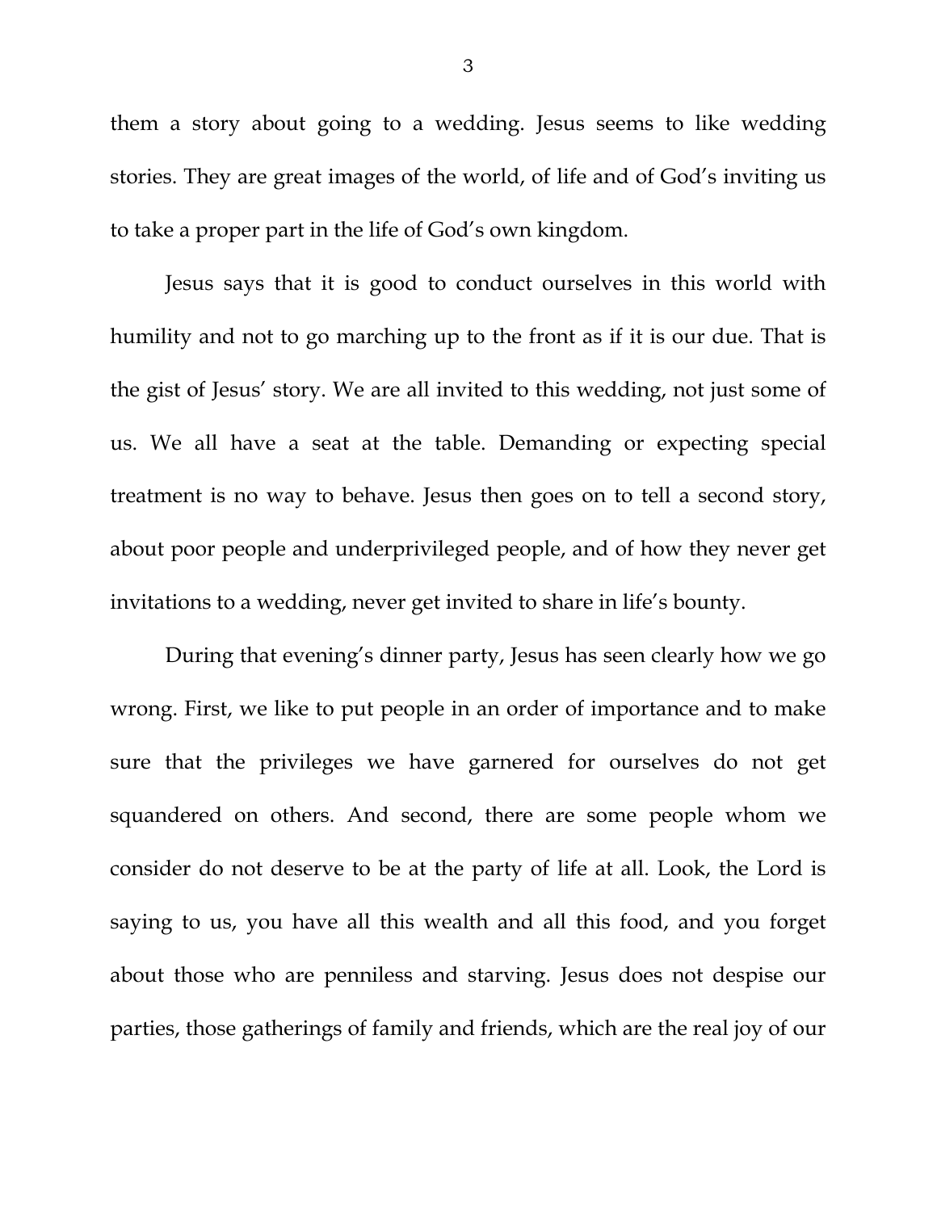them a story about going to a wedding. Jesus seems to like wedding stories. They are great images of the world, of life and of God's inviting us to take a proper part in the life of God's own kingdom.

Jesus says that it is good to conduct ourselves in this world with humility and not to go marching up to the front as if it is our due. That is the gist of Jesus' story. We are all invited to this wedding, not just some of us. We all have a seat at the table. Demanding or expecting special treatment is no way to behave. Jesus then goes on to tell a second story, about poor people and underprivileged people, and of how they never get invitations to a wedding, never get invited to share in life's bounty.

During that evening's dinner party, Jesus has seen clearly how we go wrong. First, we like to put people in an order of importance and to make sure that the privileges we have garnered for ourselves do not get squandered on others. And second, there are some people whom we consider do not deserve to be at the party of life at all. Look, the Lord is saying to us, you have all this wealth and all this food, and you forget about those who are penniless and starving. Jesus does not despise our parties, those gatherings of family and friends, which are the real joy of our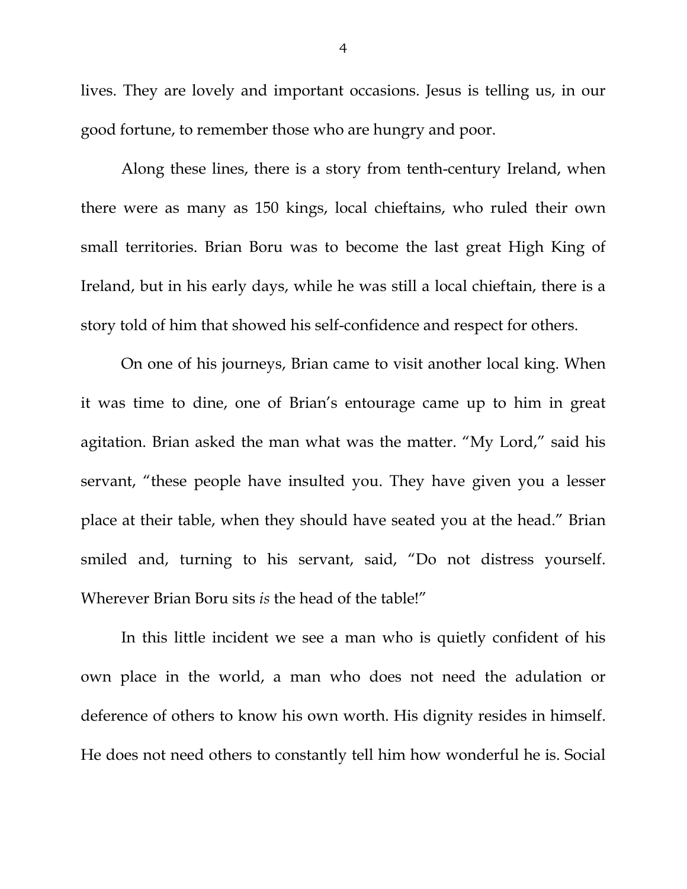lives. They are lovely and important occasions. Jesus is telling us, in our good fortune, to remember those who are hungry and poor.

Along these lines, there is a story from tenth-century Ireland, when there were as many as 150 kings, local chieftains, who ruled their own small territories. Brian Boru was to become the last great High King of Ireland, but in his early days, while he was still a local chieftain, there is a story told of him that showed his self-confidence and respect for others.

On one of his journeys, Brian came to visit another local king. When it was time to dine, one of Brian's entourage came up to him in great agitation. Brian asked the man what was the matter. "My Lord," said his servant, "these people have insulted you. They have given you a lesser place at their table, when they should have seated you at the head." Brian smiled and, turning to his servant, said, "Do not distress yourself. Wherever Brian Boru sits *is* the head of the table!"

In this little incident we see a man who is quietly confident of his own place in the world, a man who does not need the adulation or deference of others to know his own worth. His dignity resides in himself. He does not need others to constantly tell him how wonderful he is. Social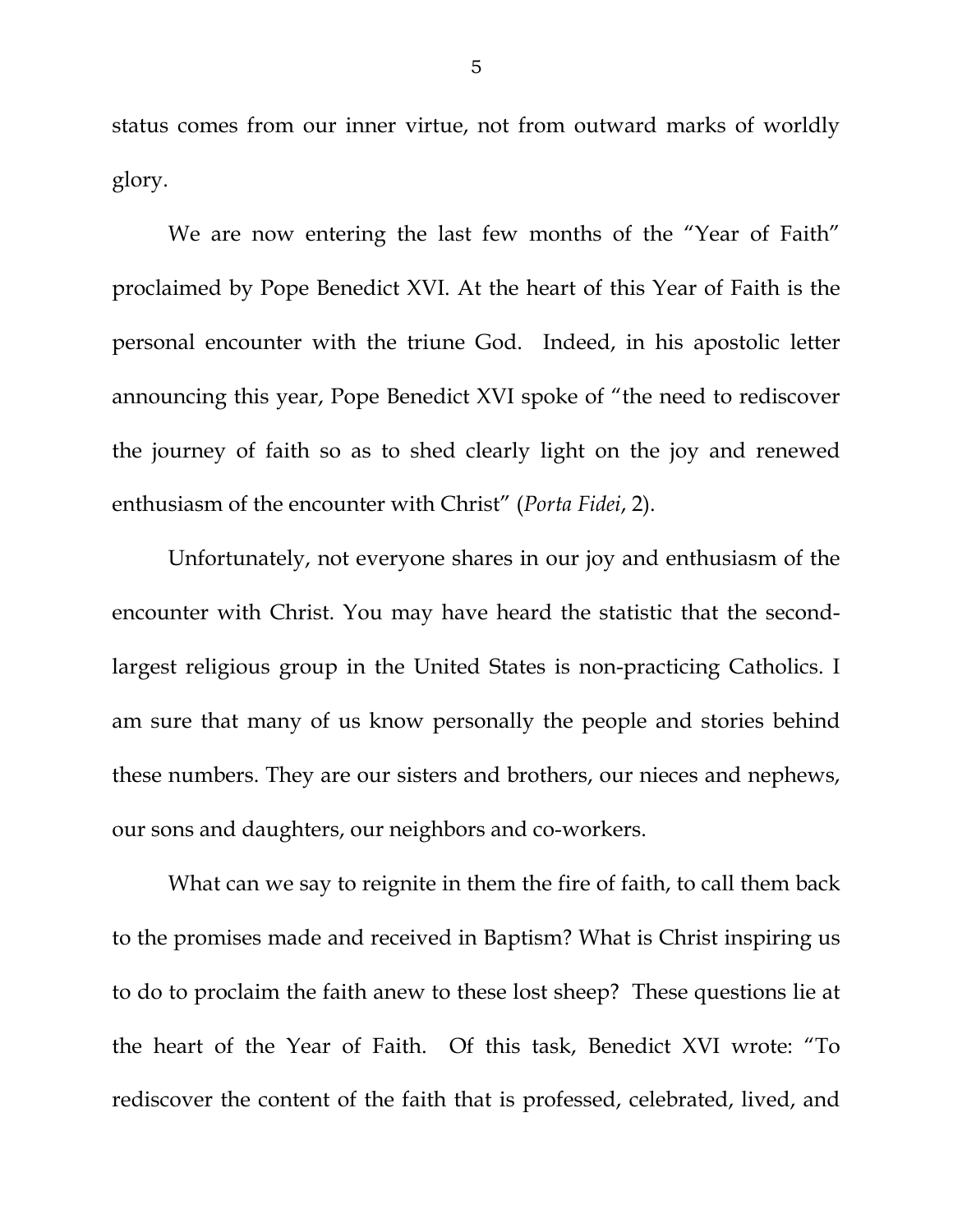status comes from our inner virtue, not from outward marks of worldly glory.

We are now entering the last few months of the "Year of Faith" proclaimed by Pope Benedict XVI. At the heart of this Year of Faith is the personal encounter with the triune God. Indeed, in his apostolic letter announcing this year, Pope Benedict XVI spoke of "the need to rediscover the journey of faith so as to shed clearly light on the joy and renewed enthusiasm of the encounter with Christ" (*Porta Fidei*, 2).

Unfortunately, not everyone shares in our joy and enthusiasm of the encounter with Christ. You may have heard the statistic that the second-largest religious group in the United States is non-practicing Catholics. I am sure that many of us know personally the people and stories behind these numbers. They are our sisters and brothers, our nieces and nephews, our sons and daughters, our neighbors and co-workers.

What can we say to reignite in them the fire of faith, to call them back to the promises made and received in Baptism? What is Christ inspiring us to do to proclaim the faith anew to these lost sheep? These questions lie at the heart of the Year of Faith. Of this task, Benedict XVI wrote: "To rediscover the content of the faith that is professed, celebrated, lived, and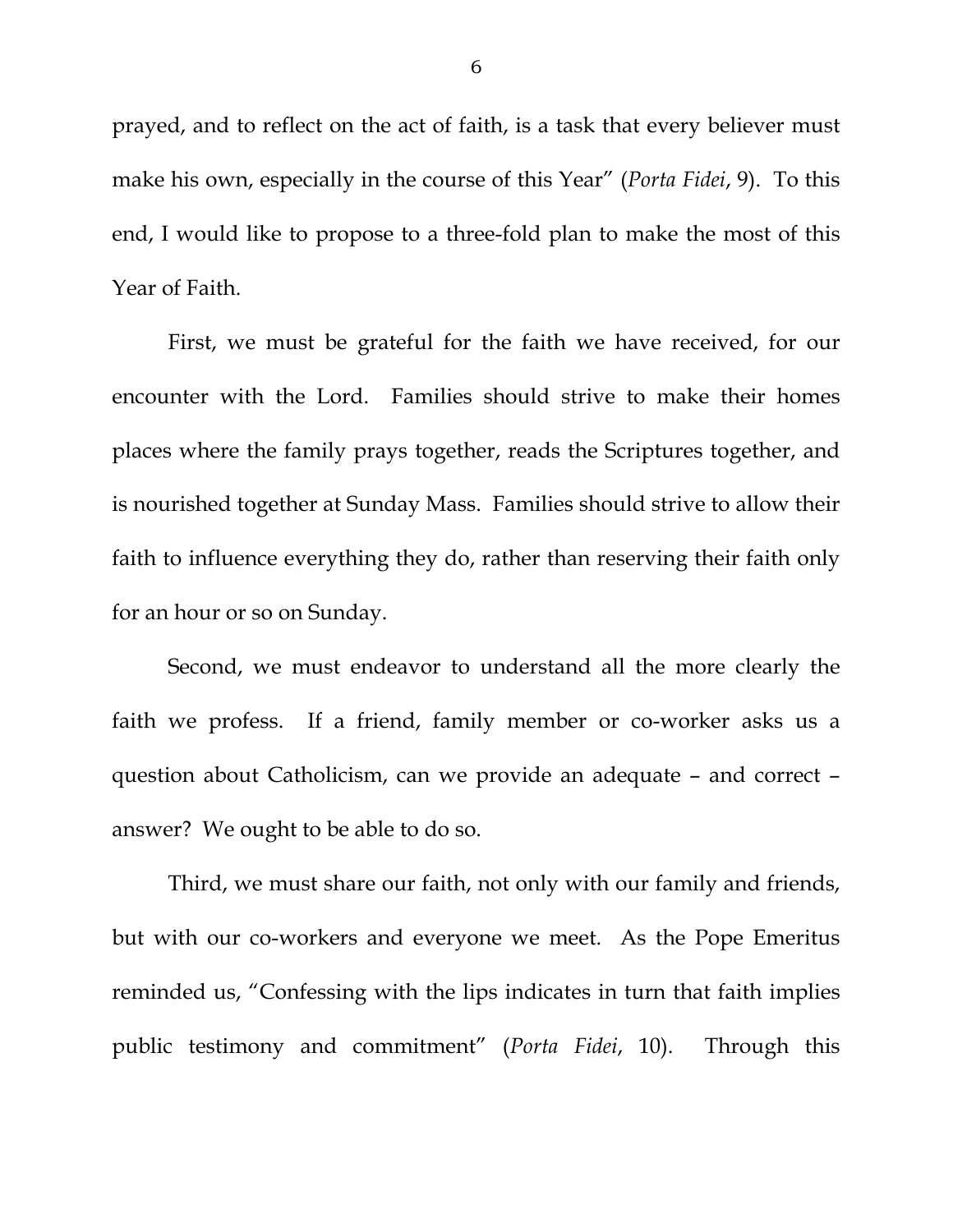prayed, and to reflect on the act of faith, is a task that every believer must make his own, especially in the course of this Year" (*Porta Fidei*, 9). To this end, I would like to propose to a three-fold plan to make the most of this Year of Faith.

First, we must be grateful for the faith we have received, for our encounter with the Lord. Families should strive to make their homes places where the family prays together, reads the Scriptures together, and is nourished together at Sunday Mass. Families should strive to allow their faith to influence everything they do, rather than reserving their faith only for an hour or so on Sunday.

Second, we must endeavor to understand all the more clearly the faith we profess. If a friend, family member or co-worker asks us a question about Catholicism, can we provide an adequate – and correct – answer? We ought to be able to do so.

Third, we must share our faith, not only with our family and friends, but with our co-workers and everyone we meet. As the Pope Emeritus reminded us, "Confessing with the lips indicates in turn that faith implies public testimony and commitment" (*Porta Fidei*, 10). Through this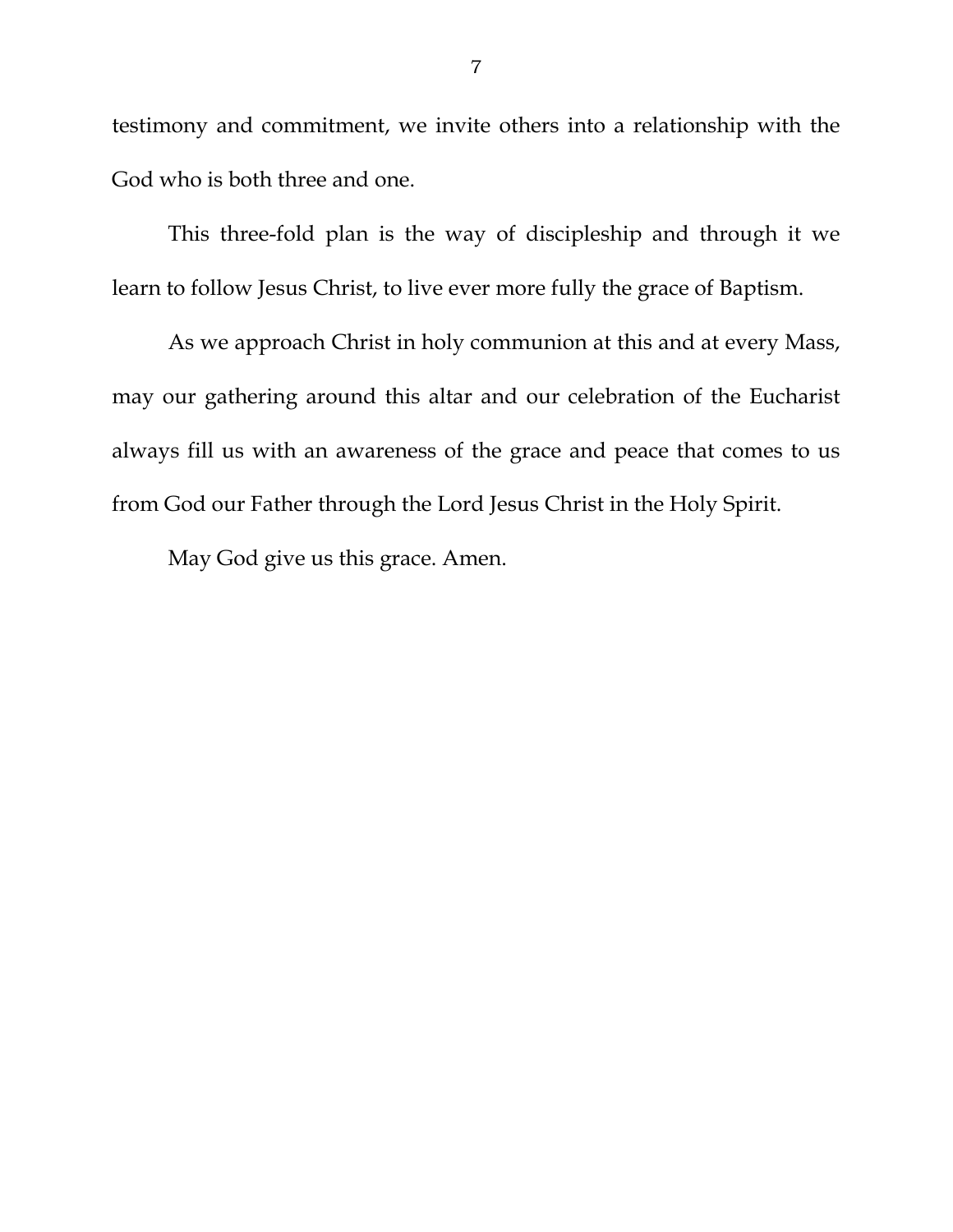testimony and commitment, we invite others into a relationship with the God who is both three and one.

This three-fold plan is the way of discipleship and through it we learn to follow Jesus Christ, to live ever more fully the grace of Baptism.

As we approach Christ in holy communion at this and at every Mass, may our gathering around this altar and our celebration of the Eucharist always fill us with an awareness of the grace and peace that comes to us from God our Father through the Lord Jesus Christ in the Holy Spirit.

May God give us this grace. Amen.